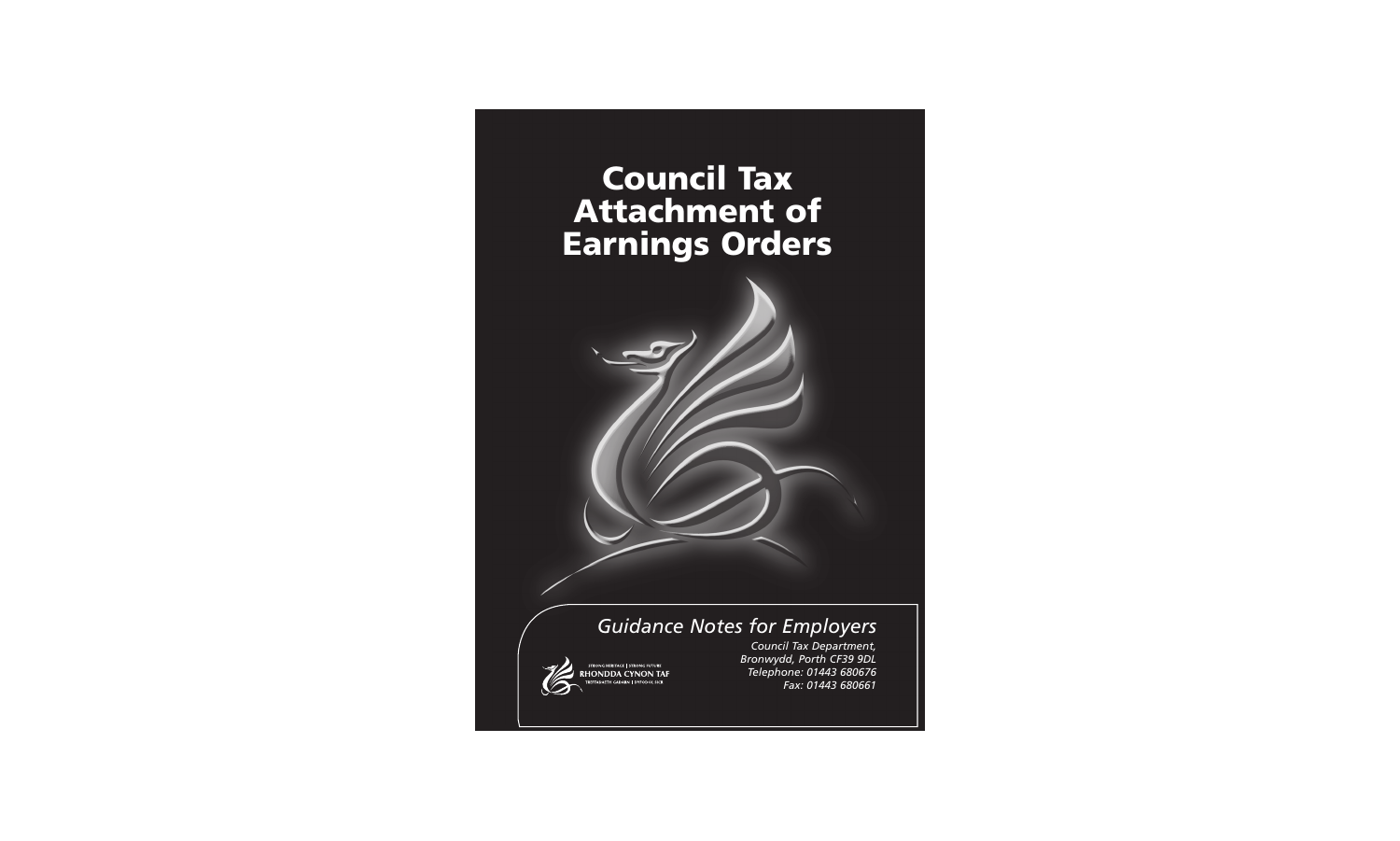# Council Tax Attachment of Earnings Orders

## *Guidance Notes for Employers*

STRONG HERITAGE | STRONG FUTURE
RHONDDA CYNON TAF
TREFTADAETH GADARN | DYFODOL SICR

*Council Tax Department,*
*Bronwydd, Porth CF39 9DL*
*Telephone: 01443 680676*
*Fax: 01443 680661*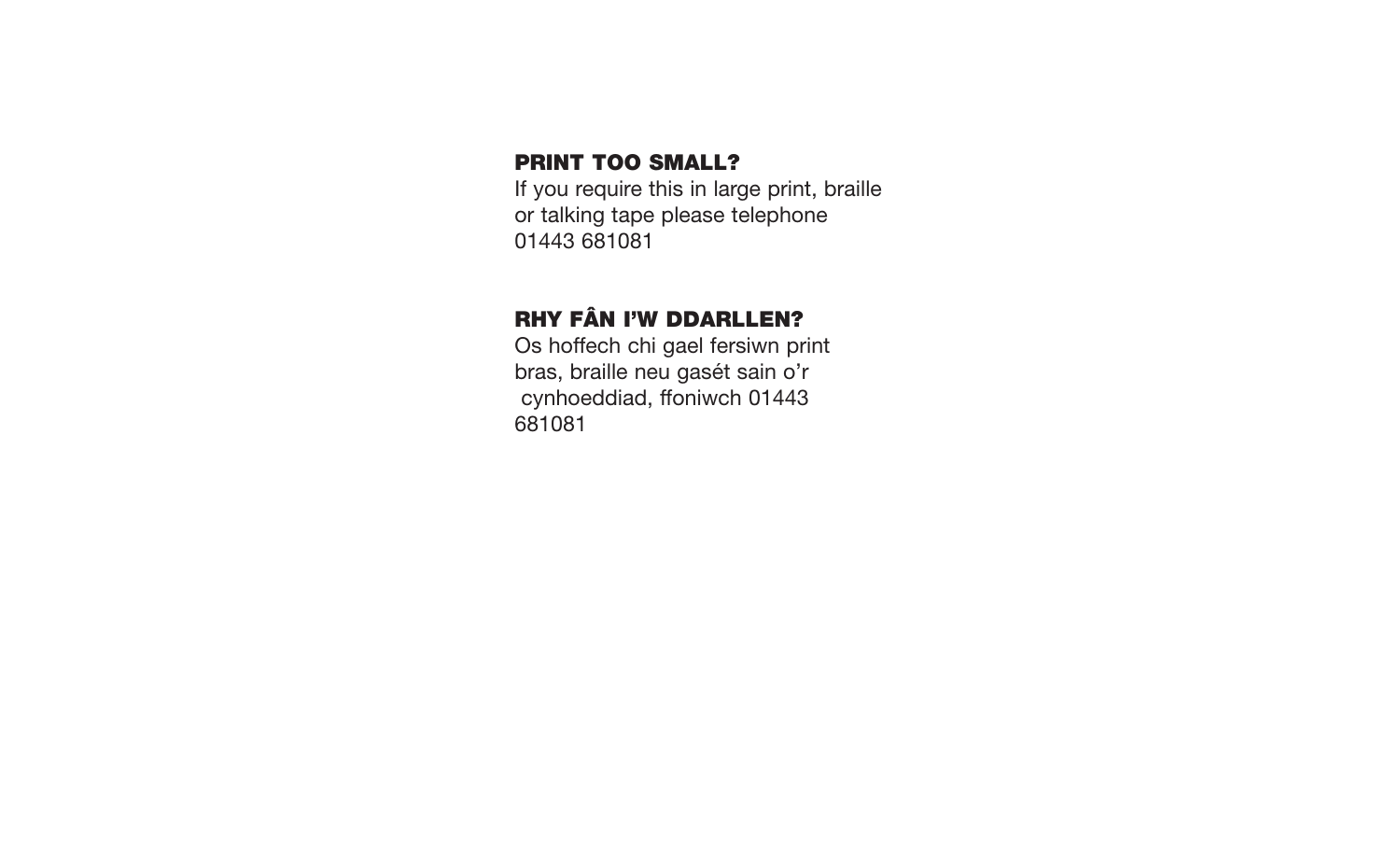**PRINT TOO SMALL?**

If you require this in large print, braille or talking tape please telephone 01443 681081

**RHY FÂN I'W DDARLLEN?**

Os hoffech chi gael fersiwn print bras, braille neu gasét sain o'r cynhoeddiad, ffoniwch 01443 681081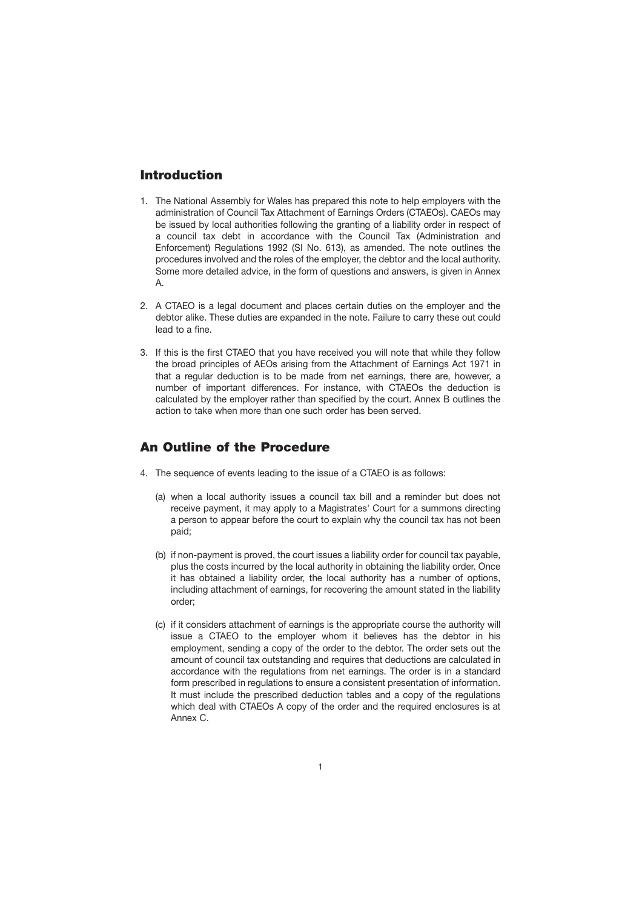## Introduction

1. The National Assembly for Wales has prepared this note to help employers with the administration of Council Tax Attachment of Earnings Orders (CTAEOs). CAEOs may be issued by local authorities following the granting of a liability order in respect of a council tax debt in accordance with the Council Tax (Administration and Enforcement) Regulations 1992 (SI No. 613), as amended. The note outlines the procedures involved and the roles of the employer, the debtor and the local authority. Some more detailed advice, in the form of questions and answers, is given in Annex A.

2. A CTAEO is a legal document and places certain duties on the employer and the debtor alike. These duties are expanded in the note. Failure to carry these out could lead to a fine.

3. If this is the first CTAEO that you have received you will note that while they follow the broad principles of AEOs arising from the Attachment of Earnings Act 1971 in that a regular deduction is to be made from net earnings, there are, however, a number of important differences. For instance, with CTAEOs the deduction is calculated by the employer rather than specified by the court. Annex B outlines the action to take when more than one such order has been served.

## An Outline of the Procedure

4. The sequence of events leading to the issue of a CTAEO is as follows:

   (a) when a local authority issues a council tax bill and a reminder but does not receive payment, it may apply to a Magistrates' Court for a summons directing a person to appear before the court to explain why the council tax has not been paid;

   (b) if non-payment is proved, the court issues a liability order for council tax payable, plus the costs incurred by the local authority in obtaining the liability order. Once it has obtained a liability order, the local authority has a number of options, including attachment of earnings, for recovering the amount stated in the liability order;

   (c) if it considers attachment of earnings is the appropriate course the authority will issue a CTAEO to the employer whom it believes has the debtor in his employment, sending a copy of the order to the debtor. The order sets out the amount of council tax outstanding and requires that deductions are calculated in accordance with the regulations from net earnings. The order is in a standard form prescribed in regulations to ensure a consistent presentation of information. It must include the prescribed deduction tables and a copy of the regulations which deal with CTAEOs A copy of the order and the required enclosures is at Annex C.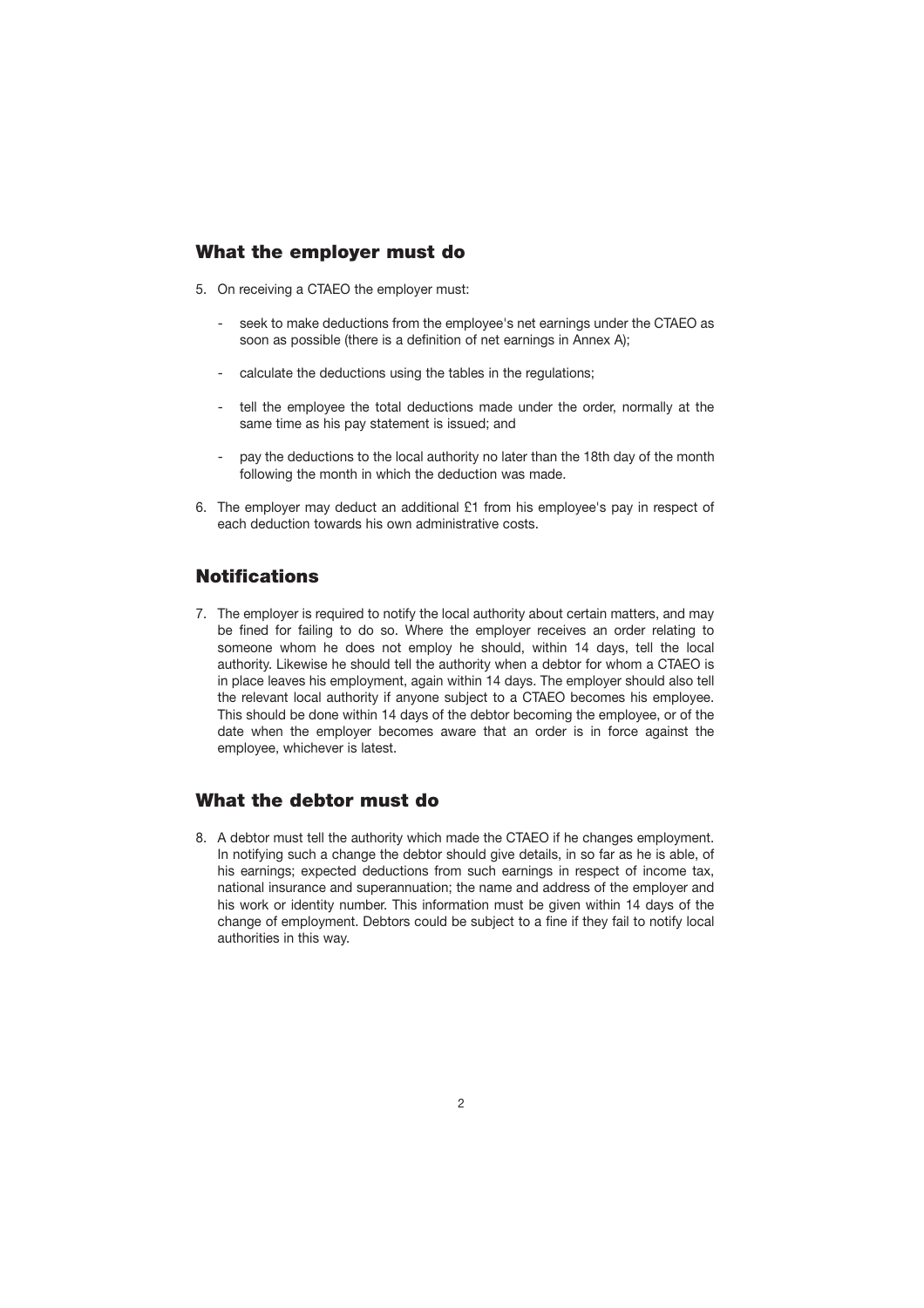## What the employer must do

5. On receiving a CTAEO the employer must:

   - seek to make deductions from the employee's net earnings under the CTAEO as soon as possible (there is a definition of net earnings in Annex A);

   - calculate the deductions using the tables in the regulations;

   - tell the employee the total deductions made under the order, normally at the same time as his pay statement is issued; and

   - pay the deductions to the local authority no later than the 18th day of the month following the month in which the deduction was made.

6. The employer may deduct an additional £1 from his employee's pay in respect of each deduction towards his own administrative costs.

## Notifications

7. The employer is required to notify the local authority about certain matters, and may be fined for failing to do so. Where the employer receives an order relating to someone whom he does not employ he should, within 14 days, tell the local authority. Likewise he should tell the authority when a debtor for whom a CTAEO is in place leaves his employment, again within 14 days. The employer should also tell the relevant local authority if anyone subject to a CTAEO becomes his employee. This should be done within 14 days of the debtor becoming the employee, or of the date when the employer becomes aware that an order is in force against the employee, whichever is latest.

## What the debtor must do

8. A debtor must tell the authority which made the CTAEO if he changes employment. In notifying such a change the debtor should give details, in so far as he is able, of his earnings; expected deductions from such earnings in respect of income tax, national insurance and superannuation; the name and address of the employer and his work or identity number. This information must be given within 14 days of the change of employment. Debtors could be subject to a fine if they fail to notify local authorities in this way.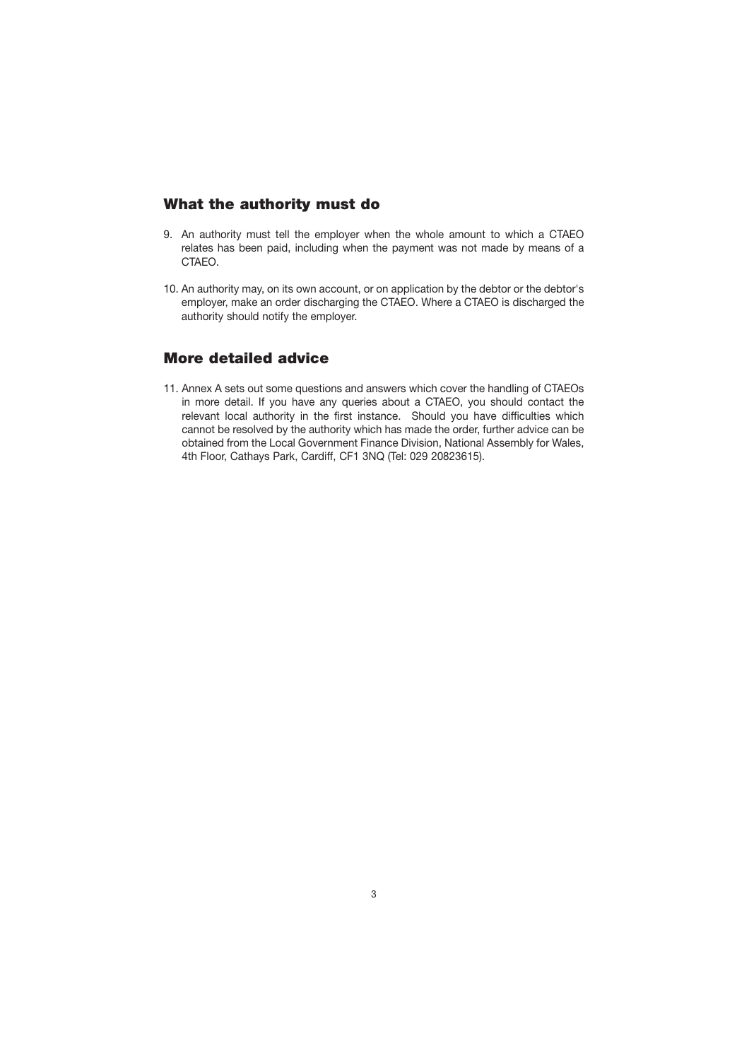## What the authority must do

9. An authority must tell the employer when the whole amount to which a CTAEO relates has been paid, including when the payment was not made by means of a CTAEO.

10. An authority may, on its own account, or on application by the debtor or the debtor's employer, make an order discharging the CTAEO. Where a CTAEO is discharged the authority should notify the employer.

## More detailed advice

11. Annex A sets out some questions and answers which cover the handling of CTAEOs in more detail. If you have any queries about a CTAEO, you should contact the relevant local authority in the first instance. Should you have difficulties which cannot be resolved by the authority which has made the order, further advice can be obtained from the Local Government Finance Division, National Assembly for Wales, 4th Floor, Cathays Park, Cardiff, CF1 3NQ (Tel: 029 20823615).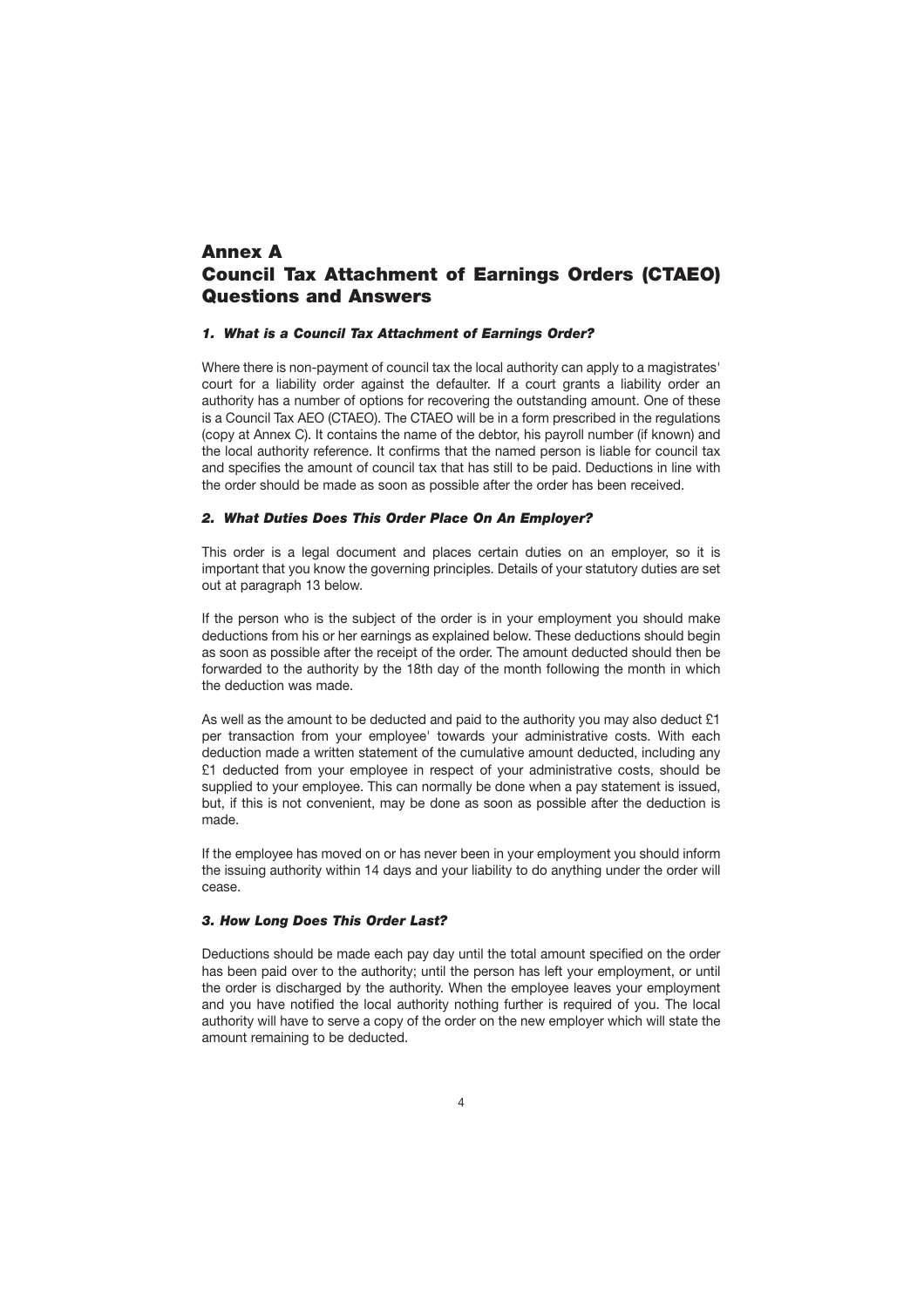# Annex A
# Council Tax Attachment of Earnings Orders (CTAEO) Questions and Answers

### *1. What is a Council Tax Attachment of Earnings Order?*

Where there is non-payment of council tax the local authority can apply to a magistrates' court for a liability order against the defaulter. If a court grants a liability order an authority has a number of options for recovering the outstanding amount. One of these is a Council Tax AEO (CTAEO). The CTAEO will be in a form prescribed in the regulations (copy at Annex C). It contains the name of the debtor, his payroll number (if known) and the local authority reference. It confirms that the named person is liable for council tax and specifies the amount of council tax that has still to be paid. Deductions in line with the order should be made as soon as possible after the order has been received.

### *2. What Duties Does This Order Place On An Employer?*

This order is a legal document and places certain duties on an employer, so it is important that you know the governing principles. Details of your statutory duties are set out at paragraph 13 below.

If the person who is the subject of the order is in your employment you should make deductions from his or her earnings as explained below. These deductions should begin as soon as possible after the receipt of the order. The amount deducted should then be forwarded to the authority by the 18th day of the month following the month in which the deduction was made.

As well as the amount to be deducted and paid to the authority you may also deduct £1 per transaction from your employee' towards your administrative costs. With each deduction made a written statement of the cumulative amount deducted, including any £1 deducted from your employee in respect of your administrative costs, should be supplied to your employee. This can normally be done when a pay statement is issued, but, if this is not convenient, may be done as soon as possible after the deduction is made.

If the employee has moved on or has never been in your employment you should inform the issuing authority within 14 days and your liability to do anything under the order will cease.

### *3. How Long Does This Order Last?*

Deductions should be made each pay day until the total amount specified on the order has been paid over to the authority; until the person has left your employment, or until the order is discharged by the authority. When the employee leaves your employment and you have notified the local authority nothing further is required of you. The local authority will have to serve a copy of the order on the new employer which will state the amount remaining to be deducted.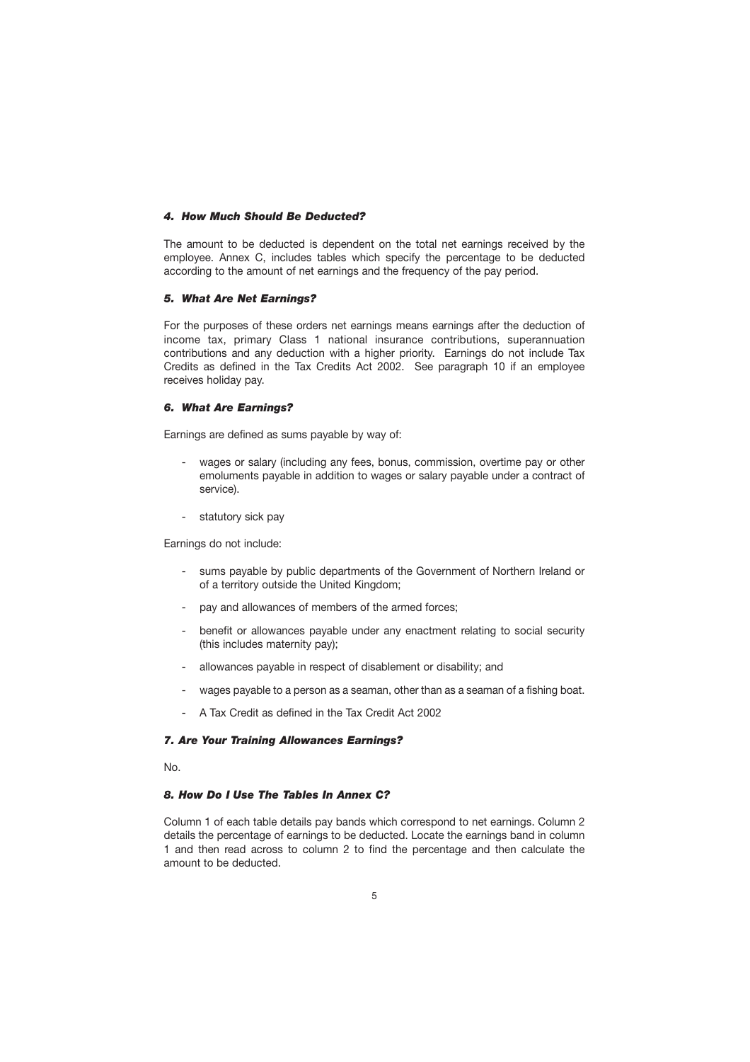### *4. How Much Should Be Deducted?*

The amount to be deducted is dependent on the total net earnings received by the employee. Annex C, includes tables which specify the percentage to be deducted according to the amount of net earnings and the frequency of the pay period.

### *5. What Are Net Earnings?*

For the purposes of these orders net earnings means earnings after the deduction of income tax, primary Class 1 national insurance contributions, superannuation contributions and any deduction with a higher priority. Earnings do not include Tax Credits as defined in the Tax Credits Act 2002. See paragraph 10 if an employee receives holiday pay.

### *6. What Are Earnings?*

Earnings are defined as sums payable by way of:

- wages or salary (including any fees, bonus, commission, overtime pay or other emoluments payable in addition to wages or salary payable under a contract of service).
- statutory sick pay

Earnings do not include:

- sums payable by public departments of the Government of Northern Ireland or of a territory outside the United Kingdom;
- pay and allowances of members of the armed forces;
- benefit or allowances payable under any enactment relating to social security (this includes maternity pay);
- allowances payable in respect of disablement or disability; and
- wages payable to a person as a seaman, other than as a seaman of a fishing boat.
- A Tax Credit as defined in the Tax Credit Act 2002

### *7. Are Your Training Allowances Earnings?*

No.

### *8. How Do I Use The Tables In Annex C?*

Column 1 of each table details pay bands which correspond to net earnings. Column 2 details the percentage of earnings to be deducted. Locate the earnings band in column 1 and then read across to column 2 to find the percentage and then calculate the amount to be deducted.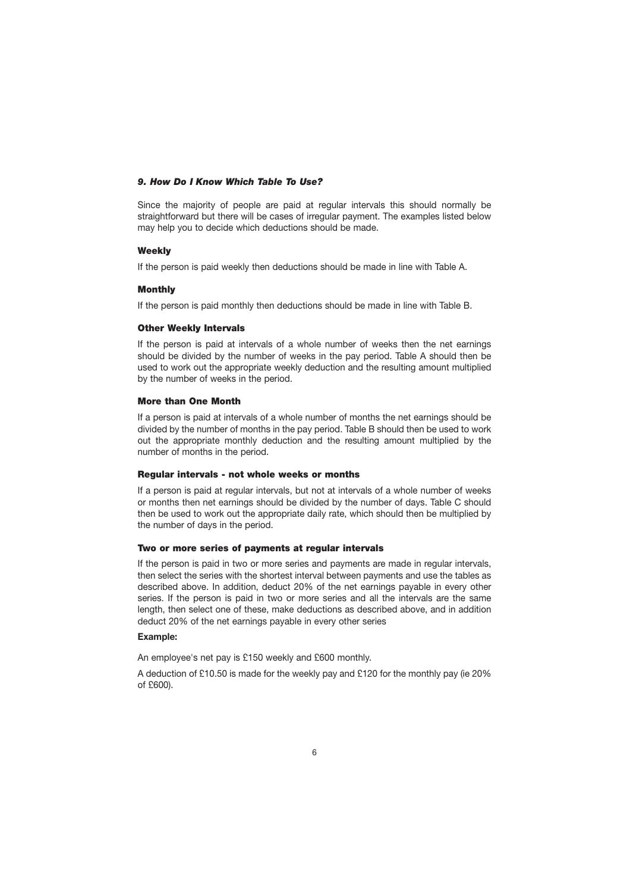### *9. How Do I Know Which Table To Use?*

Since the majority of people are paid at regular intervals this should normally be straightforward but there will be cases of irregular payment. The examples listed below may help you to decide which deductions should be made.

#### Weekly

If the person is paid weekly then deductions should be made in line with Table A.

#### Monthly

If the person is paid monthly then deductions should be made in line with Table B.

#### Other Weekly Intervals

If the person is paid at intervals of a whole number of weeks then the net earnings should be divided by the number of weeks in the pay period. Table A should then be used to work out the appropriate weekly deduction and the resulting amount multiplied by the number of weeks in the period.

#### More than One Month

If a person is paid at intervals of a whole number of months the net earnings should be divided by the number of months in the pay period. Table B should then be used to work out the appropriate monthly deduction and the resulting amount multiplied by the number of months in the period.

#### Regular intervals - not whole weeks or months

If a person is paid at regular intervals, but not at intervals of a whole number of weeks or months then net earnings should be divided by the number of days. Table C should then be used to work out the appropriate daily rate, which should then be multiplied by the number of days in the period.

#### Two or more series of payments at regular intervals

If the person is paid in two or more series and payments are made in regular intervals, then select the series with the shortest interval between payments and use the tables as described above. In addition, deduct 20% of the net earnings payable in every other series. If the person is paid in two or more series and all the intervals are the same length, then select one of these, make deductions as described above, and in addition deduct 20% of the net earnings payable in every other series

**Example:**

An employee's net pay is £150 weekly and £600 monthly.

A deduction of £10.50 is made for the weekly pay and £120 for the monthly pay (ie 20% of £600).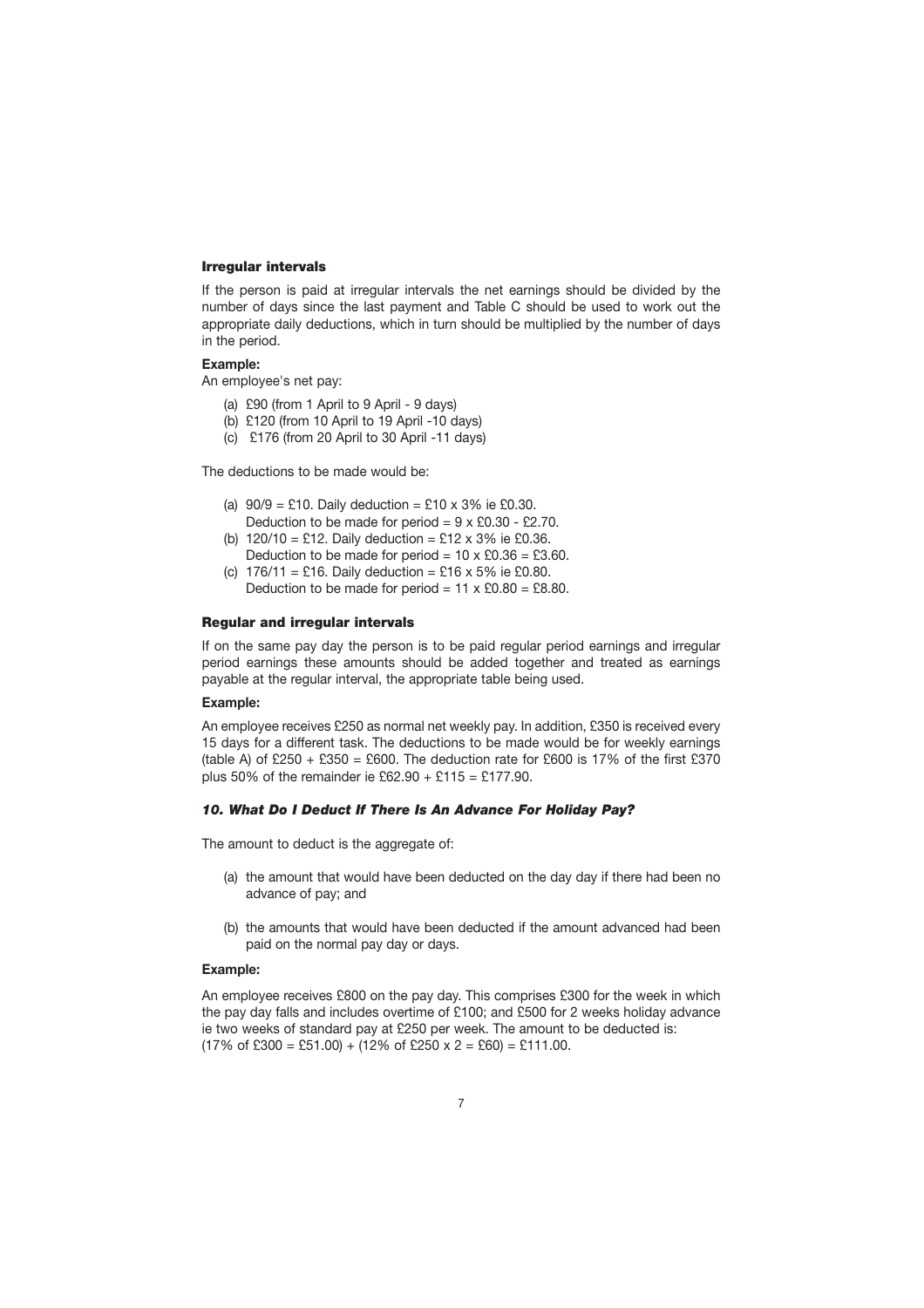### Irregular intervals

If the person is paid at irregular intervals the net earnings should be divided by the number of days since the last payment and Table C should be used to work out the appropriate daily deductions, which in turn should be multiplied by the number of days in the period.

**Example:**

An employee's net pay:

(a) £90 (from 1 April to 9 April - 9 days)
(b) £120 (from 10 April to 19 April -10 days)
(c) £176 (from 20 April to 30 April -11 days)

The deductions to be made would be:

(a) 90/9 = £10. Daily deduction = £10 x 3% ie £0.30.
Deduction to be made for period = 9 x £0.30 - £2.70.
(b) 120/10 = £12. Daily deduction = £12 x 3% ie £0.36.
Deduction to be made for period = 10 x £0.36 = £3.60.
(c) 176/11 = £16. Daily deduction = £16 x 5% ie £0.80.
Deduction to be made for period = 11 x £0.80 = £8.80.

### Regular and irregular intervals

If on the same pay day the person is to be paid regular period earnings and irregular period earnings these amounts should be added together and treated as earnings payable at the regular interval, the appropriate table being used.

**Example:**

An employee receives £250 as normal net weekly pay. In addition, £350 is received every 15 days for a different task. The deductions to be made would be for weekly earnings (table A) of £250 + £350 = £600. The deduction rate for £600 is 17% of the first £370 plus 50% of the remainder ie £62.90 + £115 = £177.90.

### *10. What Do I Deduct If There Is An Advance For Holiday Pay?*

The amount to deduct is the aggregate of:

(a) the amount that would have been deducted on the day day if there had been no advance of pay; and

(b) the amounts that would have been deducted if the amount advanced had been paid on the normal pay day or days.

**Example:**

An employee receives £800 on the pay day. This comprises £300 for the week in which the pay day falls and includes overtime of £100; and £500 for 2 weeks holiday advance ie two weeks of standard pay at £250 per week. The amount to be deducted is:
(17% of £300 = £51.00) + (12% of £250 x 2 = £60) = £111.00.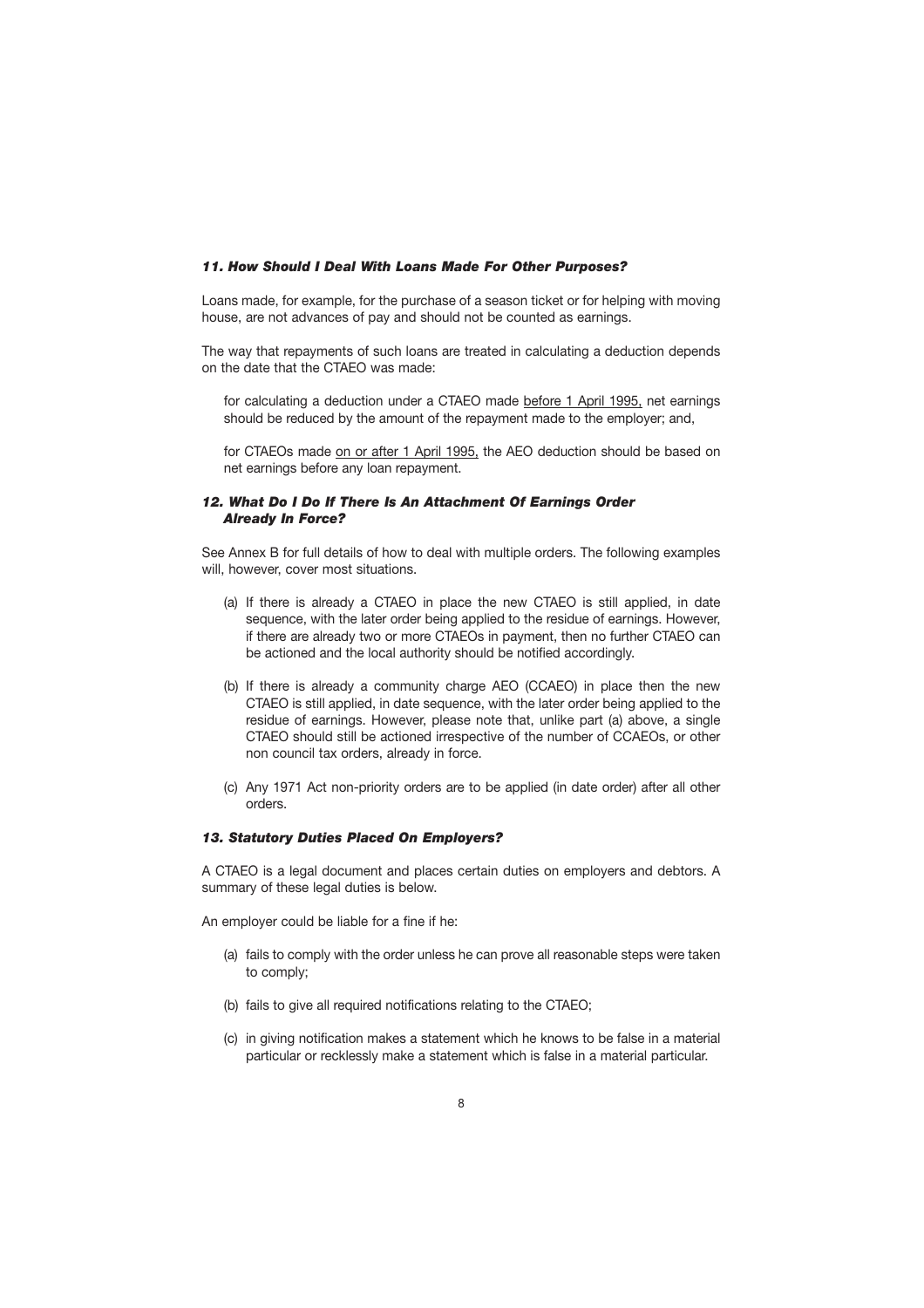### *11. How Should I Deal With Loans Made For Other Purposes?*

Loans made, for example, for the purchase of a season ticket or for helping with moving house, are not advances of pay and should not be counted as earnings.

The way that repayments of such loans are treated in calculating a deduction depends on the date that the CTAEO was made:

> for calculating a deduction under a CTAEO made before 1 April 1995, net earnings should be reduced by the amount of the repayment made to the employer; and,
>
> for CTAEOs made on or after 1 April 1995, the AEO deduction should be based on net earnings before any loan repayment.

### *12. What Do I Do If There Is An Attachment Of Earnings Order Already In Force?*

See Annex B for full details of how to deal with multiple orders. The following examples will, however, cover most situations.

(a) If there is already a CTAEO in place the new CTAEO is still applied, in date sequence, with the later order being applied to the residue of earnings. However, if there are already two or more CTAEOs in payment, then no further CTAEO can be actioned and the local authority should be notified accordingly.

(b) If there is already a community charge AEO (CCAEO) in place then the new CTAEO is still applied, in date sequence, with the later order being applied to the residue of earnings. However, please note that, unlike part (a) above, a single CTAEO should still be actioned irrespective of the number of CCAEOs, or other non council tax orders, already in force.

(c) Any 1971 Act non-priority orders are to be applied (in date order) after all other orders.

### *13. Statutory Duties Placed On Employers?*

A CTAEO is a legal document and places certain duties on employers and debtors. A summary of these legal duties is below.

An employer could be liable for a fine if he:

(a) fails to comply with the order unless he can prove all reasonable steps were taken to comply;

(b) fails to give all required notifications relating to the CTAEO;

(c) in giving notification makes a statement which he knows to be false in a material particular or recklessly make a statement which is false in a material particular.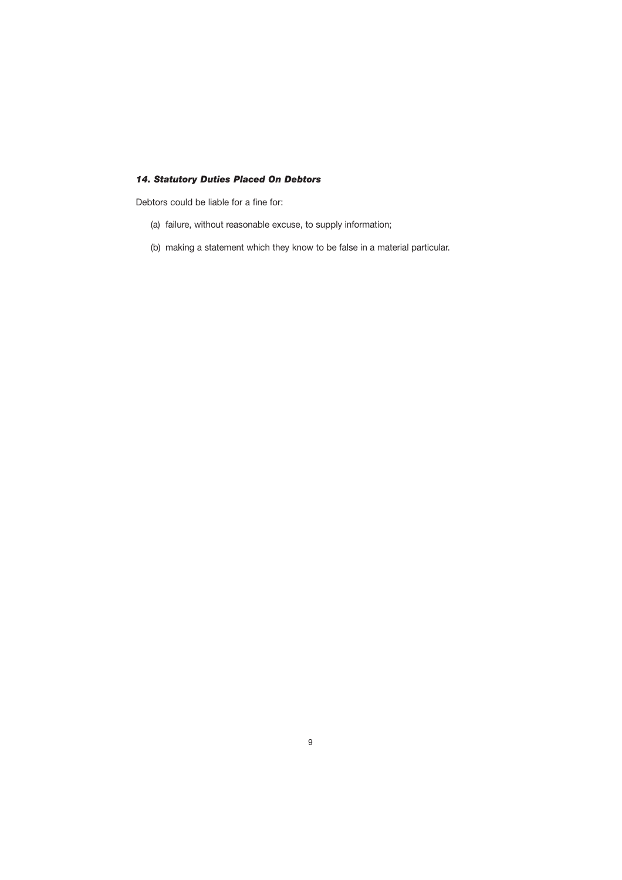### *14. Statutory Duties Placed On Debtors*

Debtors could be liable for a fine for:

(a) failure, without reasonable excuse, to supply information;

(b) making a statement which they know to be false in a material particular.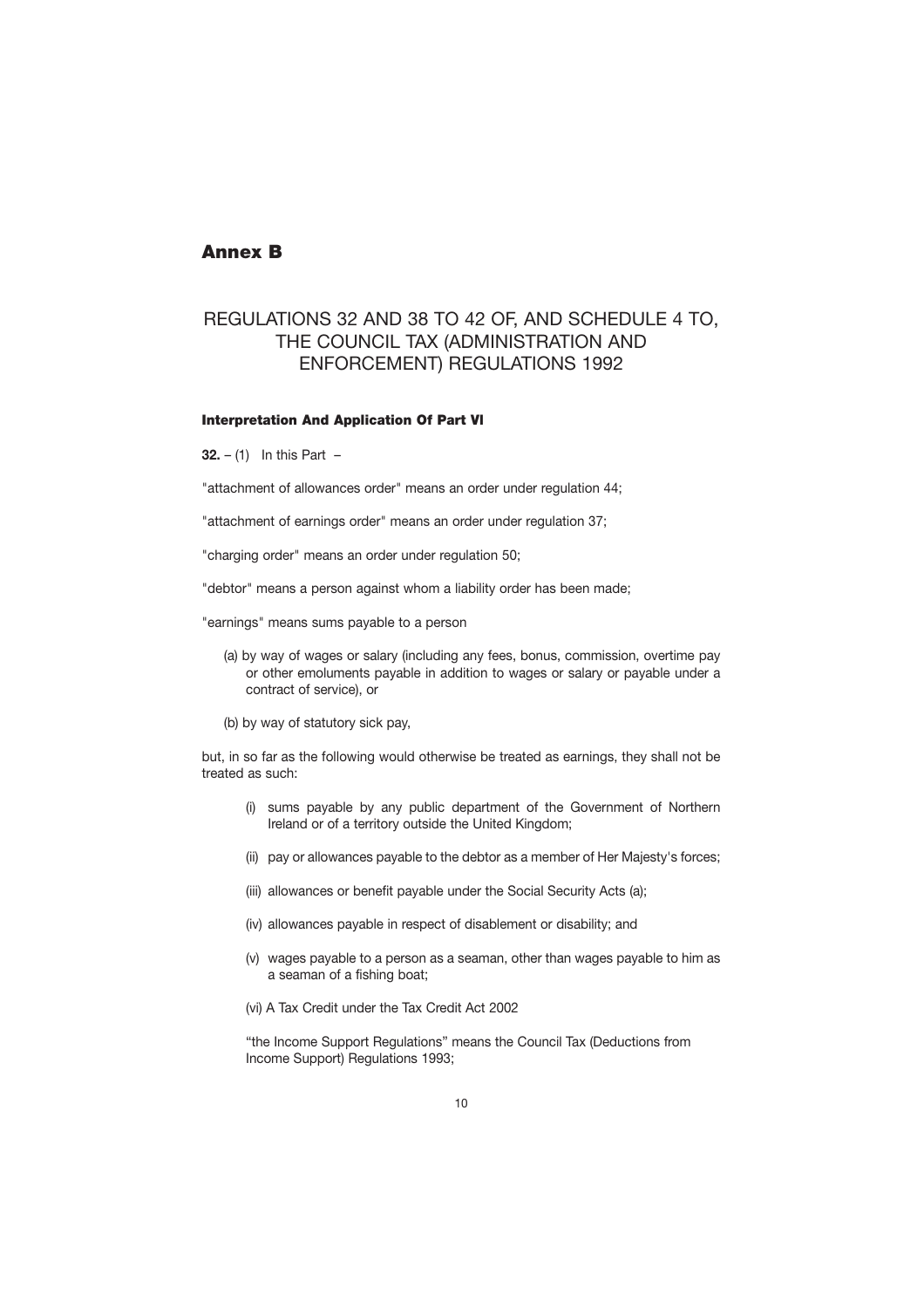## Annex B

### REGULATIONS 32 AND 38 TO 42 OF, AND SCHEDULE 4 TO, THE COUNCIL TAX (ADMINISTRATION AND ENFORCEMENT) REGULATIONS 1992

#### Interpretation And Application Of Part VI

**32.** – (1) In this Part –

"attachment of allowances order" means an order under regulation 44;

"attachment of earnings order" means an order under regulation 37;

"charging order" means an order under regulation 50;

"debtor" means a person against whom a liability order has been made;

"earnings" means sums payable to a person

(a) by way of wages or salary (including any fees, bonus, commission, overtime pay or other emoluments payable in addition to wages or salary or payable under a contract of service), or

(b) by way of statutory sick pay,

but, in so far as the following would otherwise be treated as earnings, they shall not be treated as such:

(i) sums payable by any public department of the Government of Northern Ireland or of a territory outside the United Kingdom;

(ii) pay or allowances payable to the debtor as a member of Her Majesty's forces;

(iii) allowances or benefit payable under the Social Security Acts (a);

(iv) allowances payable in respect of disablement or disability; and

(v) wages payable to a person as a seaman, other than wages payable to him as a seaman of a fishing boat;

(vi) A Tax Credit under the Tax Credit Act 2002

"the Income Support Regulations" means the Council Tax (Deductions from Income Support) Regulations 1993;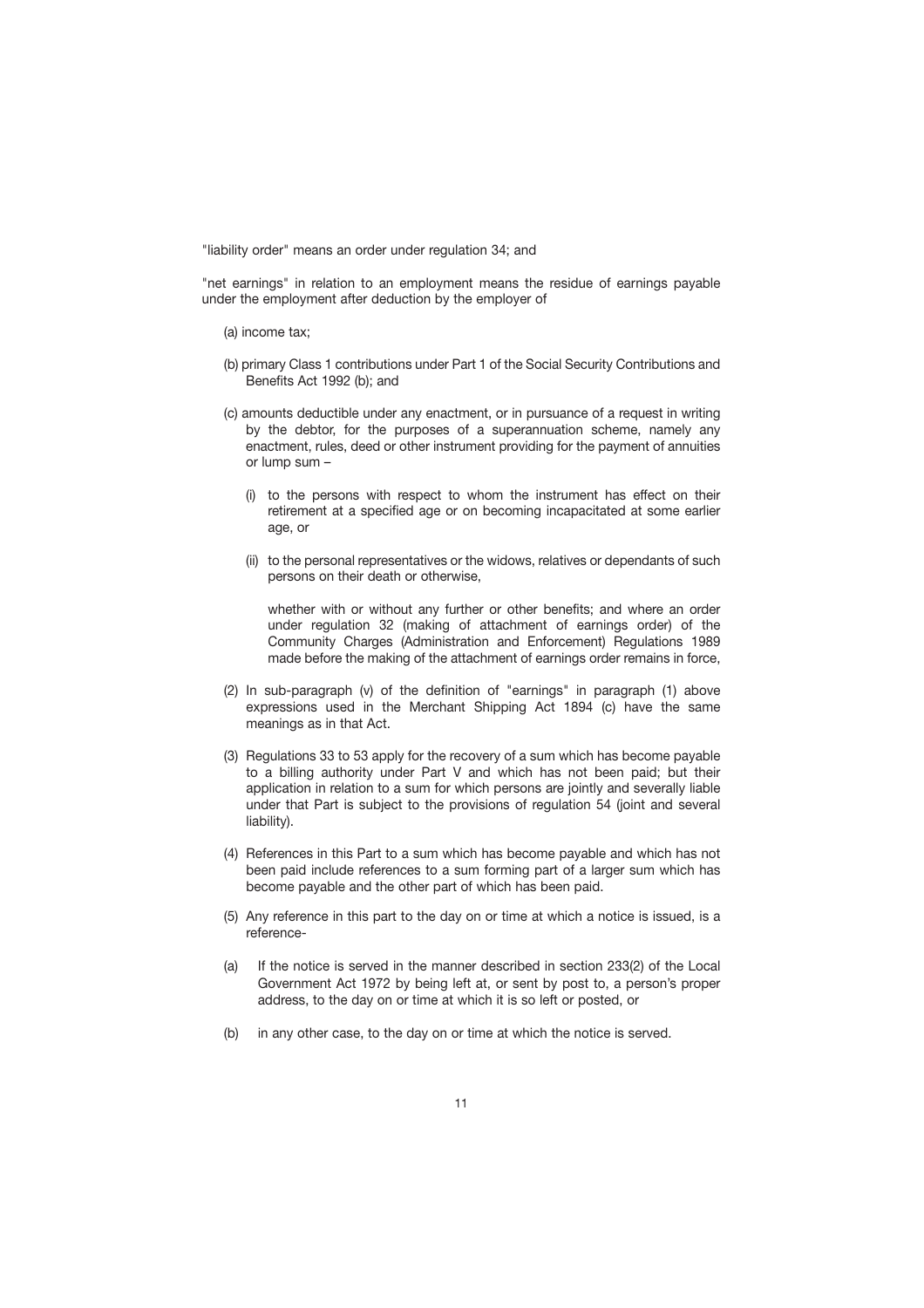"liability order" means an order under regulation 34; and

"net earnings" in relation to an employment means the residue of earnings payable under the employment after deduction by the employer of

(a) income tax;

(b) primary Class 1 contributions under Part 1 of the Social Security Contributions and Benefits Act 1992 (b); and

(c) amounts deductible under any enactment, or in pursuance of a request in writing by the debtor, for the purposes of a superannuation scheme, namely any enactment, rules, deed or other instrument providing for the payment of annuities or lump sum –

   (i) to the persons with respect to whom the instrument has effect on their retirement at a specified age or on becoming incapacitated at some earlier age, or

   (ii) to the personal representatives or the widows, relatives or dependants of such persons on their death or otherwise,

   whether with or without any further or other benefits; and where an order under regulation 32 (making of attachment of earnings order) of the Community Charges (Administration and Enforcement) Regulations 1989 made before the making of the attachment of earnings order remains in force,

(2) In sub-paragraph (v) of the definition of "earnings" in paragraph (1) above expressions used in the Merchant Shipping Act 1894 (c) have the same meanings as in that Act.

(3) Regulations 33 to 53 apply for the recovery of a sum which has become payable to a billing authority under Part V and which has not been paid; but their application in relation to a sum for which persons are jointly and severally liable under that Part is subject to the provisions of regulation 54 (joint and several liability).

(4) References in this Part to a sum which has become payable and which has not been paid include references to a sum forming part of a larger sum which has become payable and the other part of which has been paid.

(5) Any reference in this part to the day on or time at which a notice is issued, is a reference-

(a) If the notice is served in the manner described in section 233(2) of the Local Government Act 1972 by being left at, or sent by post to, a person's proper address, to the day on or time at which it is so left or posted, or

(b) in any other case, to the day on or time at which the notice is served.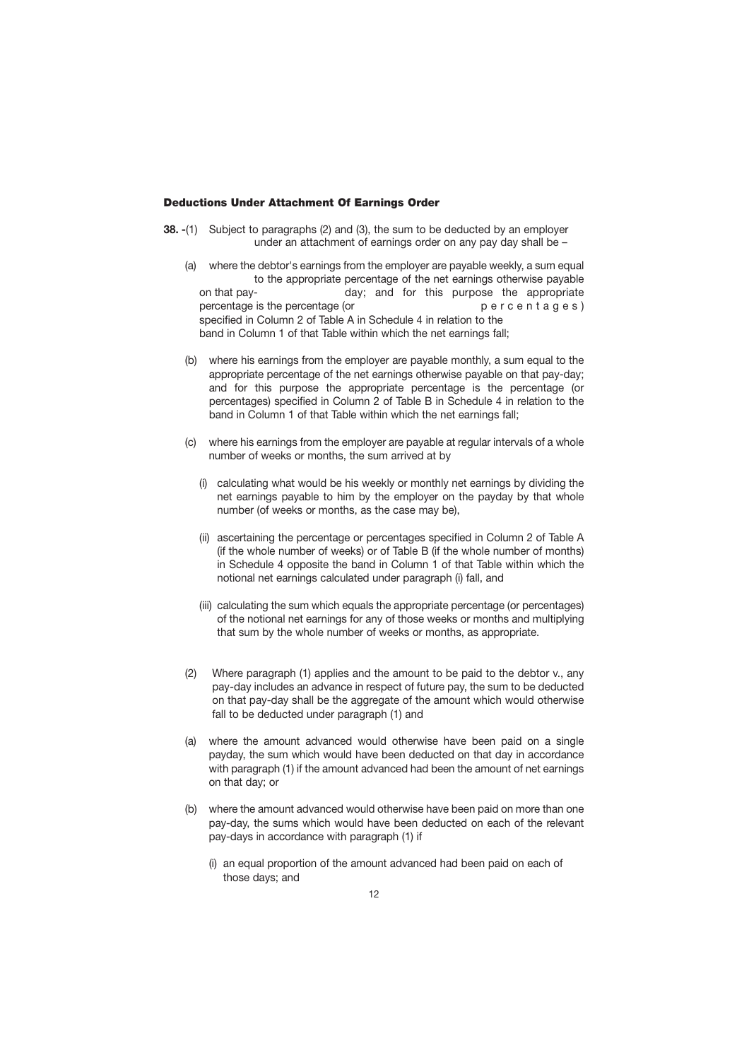### Deductions Under Attachment Of Earnings Order

**38. -**(1) Subject to paragraphs (2) and (3), the sum to be deducted by an employer under an attachment of earnings order on any pay day shall be –

(a) where the debtor's earnings from the employer are payable weekly, a sum equal to the appropriate percentage of the net earnings otherwise payable on that pay-day; and for this purpose the appropriate percentage is the percentage (or percentages) specified in Column 2 of Table A in Schedule 4 in relation to the band in Column 1 of that Table within which the net earnings fall;

(b) where his earnings from the employer are payable monthly, a sum equal to the appropriate percentage of the net earnings otherwise payable on that pay-day; and for this purpose the appropriate percentage is the percentage (or percentages) specified in Column 2 of Table B in Schedule 4 in relation to the band in Column 1 of that Table within which the net earnings fall;

(c) where his earnings from the employer are payable at regular intervals of a whole number of weeks or months, the sum arrived at by

(i) calculating what would be his weekly or monthly net earnings by dividing the net earnings payable to him by the employer on the payday by that whole number (of weeks or months, as the case may be),

(ii) ascertaining the percentage or percentages specified in Column 2 of Table A (if the whole number of weeks) or of Table B (if the whole number of months) in Schedule 4 opposite the band in Column 1 of that Table within which the notional net earnings calculated under paragraph (i) fall, and

(iii) calculating the sum which equals the appropriate percentage (or percentages) of the notional net earnings for any of those weeks or months and multiplying that sum by the whole number of weeks or months, as appropriate.

(2) Where paragraph (1) applies and the amount to be paid to the debtor v., any pay-day includes an advance in respect of future pay, the sum to be deducted on that pay-day shall be the aggregate of the amount which would otherwise fall to be deducted under paragraph (1) and

(a) where the amount advanced would otherwise have been paid on a single payday, the sum which would have been deducted on that day in accordance with paragraph (1) if the amount advanced had been the amount of net earnings on that day; or

(b) where the amount advanced would otherwise have been paid on more than one pay-day, the sums which would have been deducted on each of the relevant pay-days in accordance with paragraph (1) if

(i) an equal proportion of the amount advanced had been paid on each of those days; and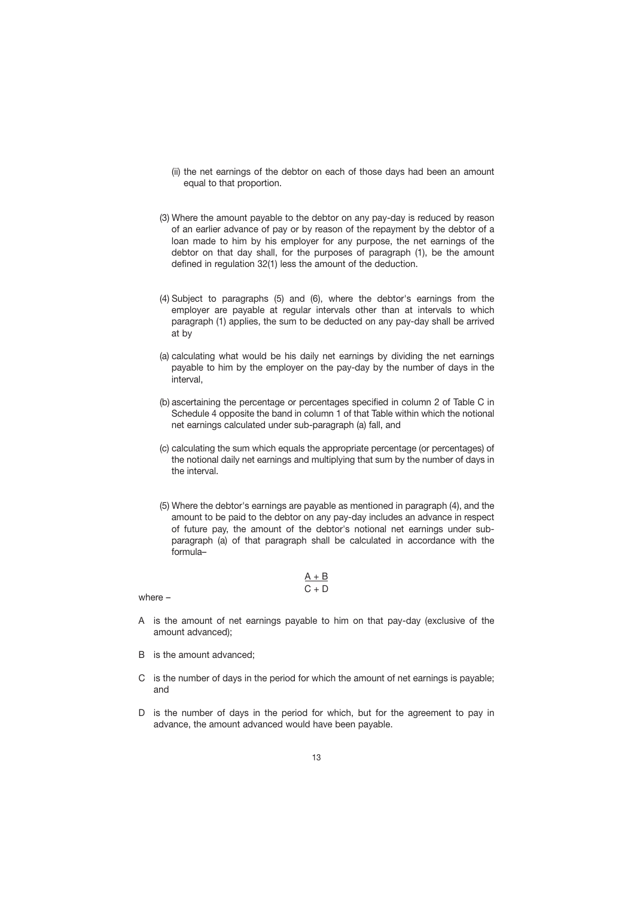(ii) the net earnings of the debtor on each of those days had been an amount equal to that proportion.

(3) Where the amount payable to the debtor on any pay-day is reduced by reason of an earlier advance of pay or by reason of the repayment by the debtor of a loan made to him by his employer for any purpose, the net earnings of the debtor on that day shall, for the purposes of paragraph (1), be the amount defined in regulation 32(1) less the amount of the deduction.

(4) Subject to paragraphs (5) and (6), where the debtor's earnings from the employer are payable at regular intervals other than at intervals to which paragraph (1) applies, the sum to be deducted on any pay-day shall be arrived at by

(a) calculating what would be his daily net earnings by dividing the net earnings payable to him by the employer on the pay-day by the number of days in the interval,

(b) ascertaining the percentage or percentages specified in column 2 of Table C in Schedule 4 opposite the band in column 1 of that Table within which the notional net earnings calculated under sub-paragraph (a) fall, and

(c) calculating the sum which equals the appropriate percentage (or percentages) of the notional daily net earnings and multiplying that sum by the number of days in the interval.

(5) Where the debtor's earnings are payable as mentioned in paragraph (4), and the amount to be paid to the debtor on any pay-day includes an advance in respect of future pay, the amount of the debtor's notional net earnings under sub-paragraph (a) of that paragraph shall be calculated in accordance with the formula–

$$\frac{A + B}{C + D}$$

where –

A is the amount of net earnings payable to him on that pay-day (exclusive of the amount advanced);

B is the amount advanced;

C is the number of days in the period for which the amount of net earnings is payable; and

D is the number of days in the period for which, but for the agreement to pay in advance, the amount advanced would have been payable.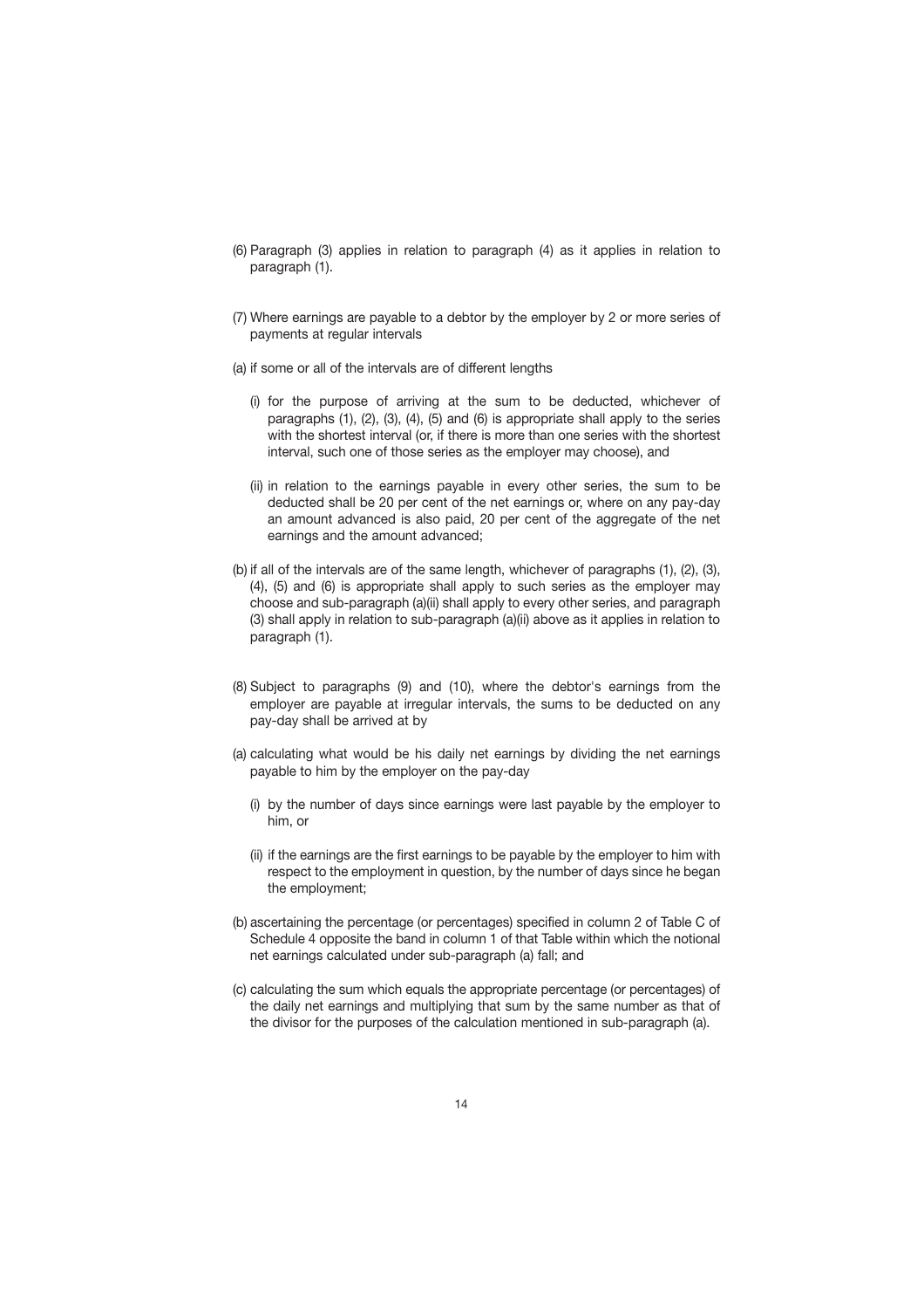(6) Paragraph (3) applies in relation to paragraph (4) as it applies in relation to paragraph (1).

(7) Where earnings are payable to a debtor by the employer by 2 or more series of payments at regular intervals

(a) if some or all of the intervals are of different lengths

(i) for the purpose of arriving at the sum to be deducted, whichever of paragraphs (1), (2), (3), (4), (5) and (6) is appropriate shall apply to the series with the shortest interval (or, if there is more than one series with the shortest interval, such one of those series as the employer may choose), and

(ii) in relation to the earnings payable in every other series, the sum to be deducted shall be 20 per cent of the net earnings or, where on any pay-day an amount advanced is also paid, 20 per cent of the aggregate of the net earnings and the amount advanced;

(b) if all of the intervals are of the same length, whichever of paragraphs (1), (2), (3), (4), (5) and (6) is appropriate shall apply to such series as the employer may choose and sub-paragraph (a)(ii) shall apply to every other series, and paragraph (3) shall apply in relation to sub-paragraph (a)(ii) above as it applies in relation to paragraph (1).

(8) Subject to paragraphs (9) and (10), where the debtor's earnings from the employer are payable at irregular intervals, the sums to be deducted on any pay-day shall be arrived at by

(a) calculating what would be his daily net earnings by dividing the net earnings payable to him by the employer on the pay-day

(i) by the number of days since earnings were last payable by the employer to him, or

(ii) if the earnings are the first earnings to be payable by the employer to him with respect to the employment in question, by the number of days since he began the employment;

(b) ascertaining the percentage (or percentages) specified in column 2 of Table C of Schedule 4 opposite the band in column 1 of that Table within which the notional net earnings calculated under sub-paragraph (a) fall; and

(c) calculating the sum which equals the appropriate percentage (or percentages) of the daily net earnings and multiplying that sum by the same number as that of the divisor for the purposes of the calculation mentioned in sub-paragraph (a).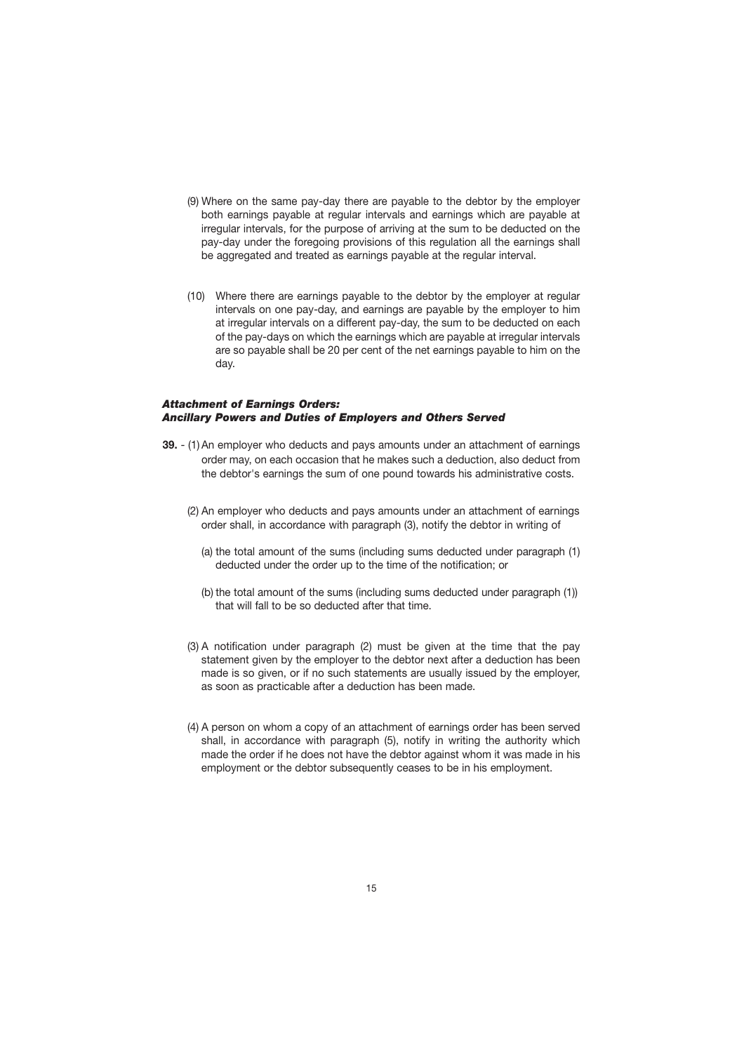(9) Where on the same pay-day there are payable to the debtor by the employer both earnings payable at regular intervals and earnings which are payable at irregular intervals, for the purpose of arriving at the sum to be deducted on the pay-day under the foregoing provisions of this regulation all the earnings shall be aggregated and treated as earnings payable at the regular interval.

(10) Where there are earnings payable to the debtor by the employer at regular intervals on one pay-day, and earnings are payable by the employer to him at irregular intervals on a different pay-day, the sum to be deducted on each of the pay-days on which the earnings which are payable at irregular intervals are so payable shall be 20 per cent of the net earnings payable to him on the day.

### ***Attachment of Earnings Orders: Ancillary Powers and Duties of Employers and Others Served***

**39.** - (1) An employer who deducts and pays amounts under an attachment of earnings order may, on each occasion that he makes such a deduction, also deduct from the debtor's earnings the sum of one pound towards his administrative costs.

(2) An employer who deducts and pays amounts under an attachment of earnings order shall, in accordance with paragraph (3), notify the debtor in writing of

(a) the total amount of the sums (including sums deducted under paragraph (1) deducted under the order up to the time of the notification; or

(b) the total amount of the sums (including sums deducted under paragraph (1)) that will fall to be so deducted after that time.

(3) A notification under paragraph (2) must be given at the time that the pay statement given by the employer to the debtor next after a deduction has been made is so given, or if no such statements are usually issued by the employer, as soon as practicable after a deduction has been made.

(4) A person on whom a copy of an attachment of earnings order has been served shall, in accordance with paragraph (5), notify in writing the authority which made the order if he does not have the debtor against whom it was made in his employment or the debtor subsequently ceases to be in his employment.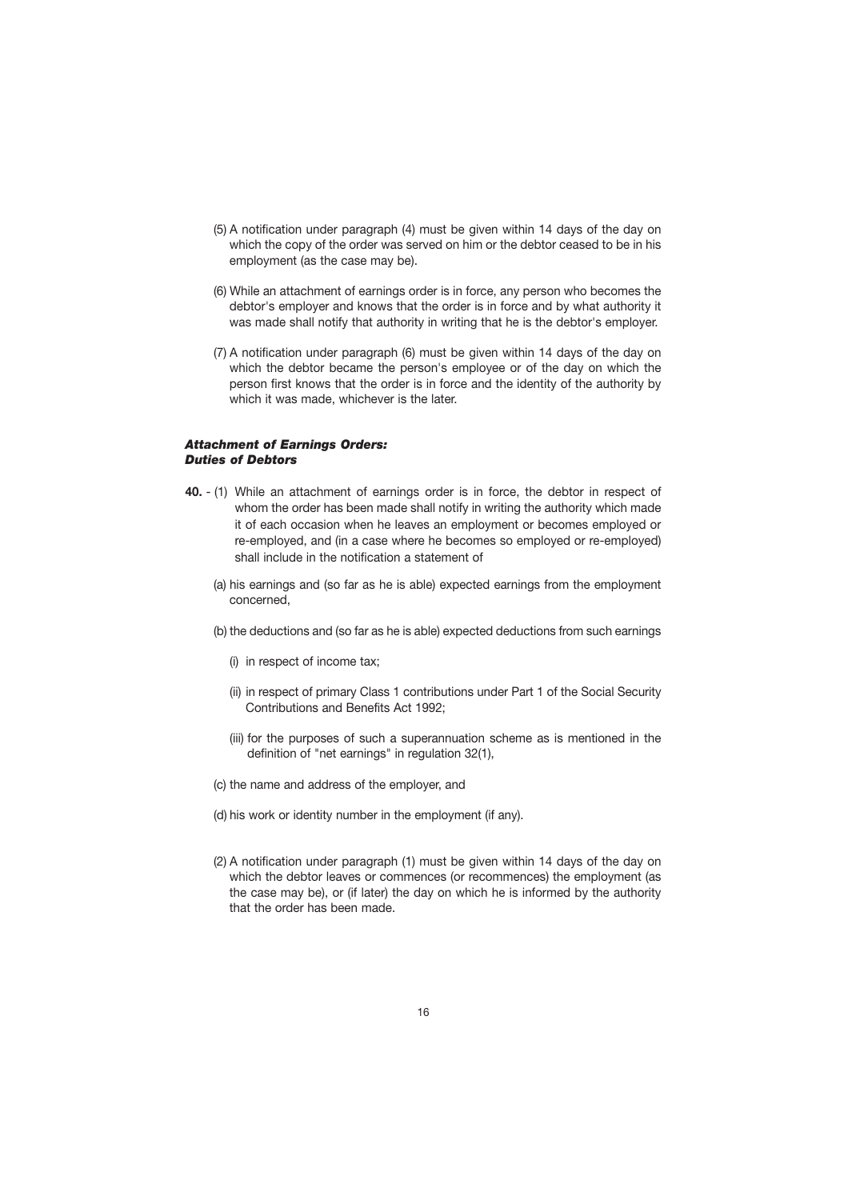(5) A notification under paragraph (4) must be given within 14 days of the day on which the copy of the order was served on him or the debtor ceased to be in his employment (as the case may be).

(6) While an attachment of earnings order is in force, any person who becomes the debtor's employer and knows that the order is in force and by what authority it was made shall notify that authority in writing that he is the debtor's employer.

(7) A notification under paragraph (6) must be given within 14 days of the day on which the debtor became the person's employee or of the day on which the person first knows that the order is in force and the identity of the authority by which it was made, whichever is the later.

### *Attachment of Earnings Orders: Duties of Debtors*

**40.** - (1) While an attachment of earnings order is in force, the debtor in respect of whom the order has been made shall notify in writing the authority which made it of each occasion when he leaves an employment or becomes employed or re-employed, and (in a case where he becomes so employed or re-employed) shall include in the notification a statement of

(a) his earnings and (so far as he is able) expected earnings from the employment concerned,

(b) the deductions and (so far as he is able) expected deductions from such earnings

(i) in respect of income tax;

(ii) in respect of primary Class 1 contributions under Part 1 of the Social Security Contributions and Benefits Act 1992;

(iii) for the purposes of such a superannuation scheme as is mentioned in the definition of "net earnings" in regulation 32(1),

(c) the name and address of the employer, and

(d) his work or identity number in the employment (if any).

(2) A notification under paragraph (1) must be given within 14 days of the day on which the debtor leaves or commences (or recommences) the employment (as the case may be), or (if later) the day on which he is informed by the authority that the order has been made.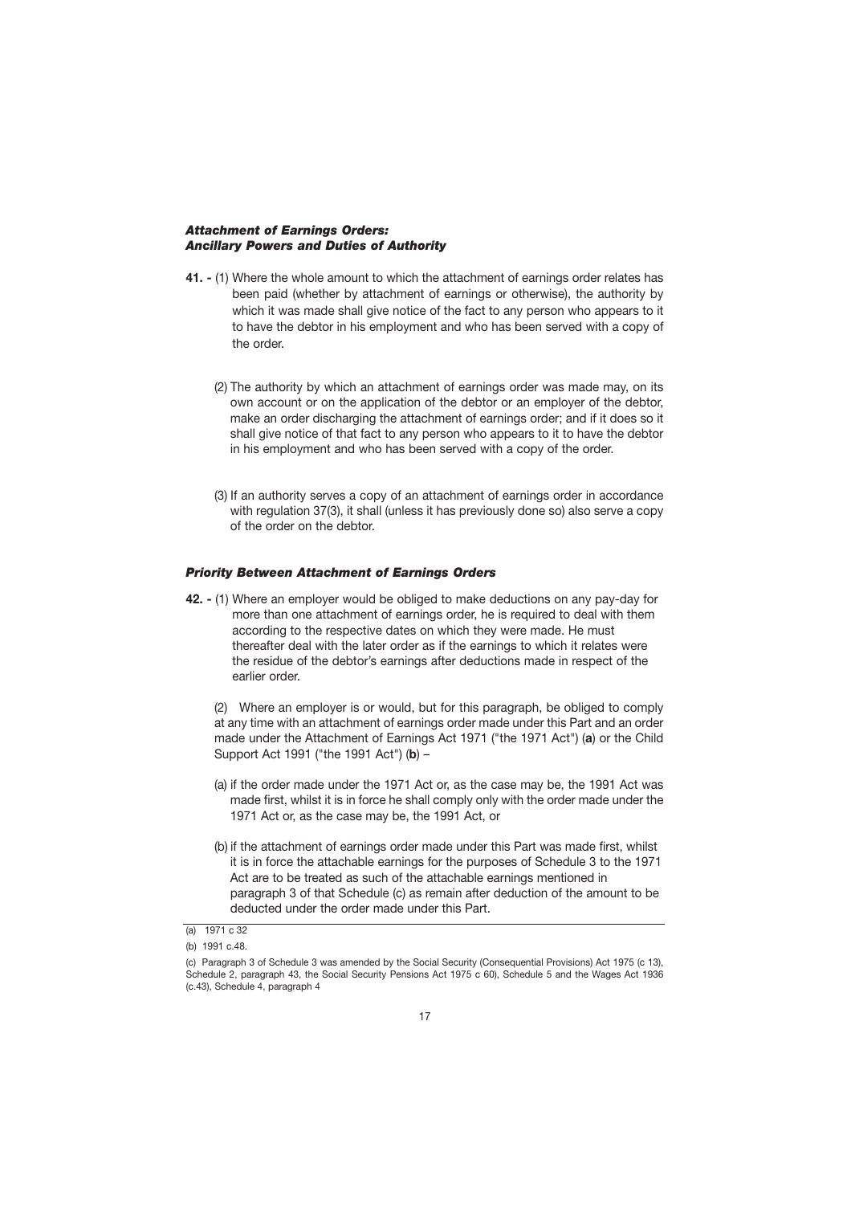### ***Attachment of Earnings Orders: Ancillary Powers and Duties of Authority***

**41. -** (1) Where the whole amount to which the attachment of earnings order relates has been paid (whether by attachment of earnings or otherwise), the authority by which it was made shall give notice of the fact to any person who appears to it to have the debtor in his employment and who has been served with a copy of the order.

(2) The authority by which an attachment of earnings order was made may, on its own account or on the application of the debtor or an employer of the debtor, make an order discharging the attachment of earnings order; and if it does so it shall give notice of that fact to any person who appears to it to have the debtor in his employment and who has been served with a copy of the order.

(3) If an authority serves a copy of an attachment of earnings order in accordance with regulation 37(3), it shall (unless it has previously done so) also serve a copy of the order on the debtor.

### ***Priority Between Attachment of Earnings Orders***

**42. -** (1) Where an employer would be obliged to make deductions on any pay-day for more than one attachment of earnings order, he is required to deal with them according to the respective dates on which they were made. He must thereafter deal with the later order as if the earnings to which it relates were the residue of the debtor's earnings after deductions made in respect of the earlier order.

(2) Where an employer is or would, but for this paragraph, be obliged to comply at any time with an attachment of earnings order made under this Part and an order made under the Attachment of Earnings Act 1971 ("the 1971 Act") (**a**) or the Child Support Act 1991 ("the 1991 Act") (**b**) –

(a) if the order made under the 1971 Act or, as the case may be, the 1991 Act was made first, whilst it is in force he shall comply only with the order made under the 1971 Act or, as the case may be, the 1991 Act, or

(b) if the attachment of earnings order made under this Part was made first, whilst it is in force the attachable earnings for the purposes of Schedule 3 to the 1971 Act are to be treated as such of the attachable earnings mentioned in paragraph 3 of that Schedule (c) as remain after deduction of the amount to be deducted under the order made under this Part.

---

(a) 1971 c 32

(b) 1991 c.48.

(c) Paragraph 3 of Schedule 3 was amended by the Social Security (Consequential Provisions) Act 1975 (c 13), Schedule 2, paragraph 43, the Social Security Pensions Act 1975 c 60), Schedule 5 and the Wages Act 1936 (c.43), Schedule 4, paragraph 4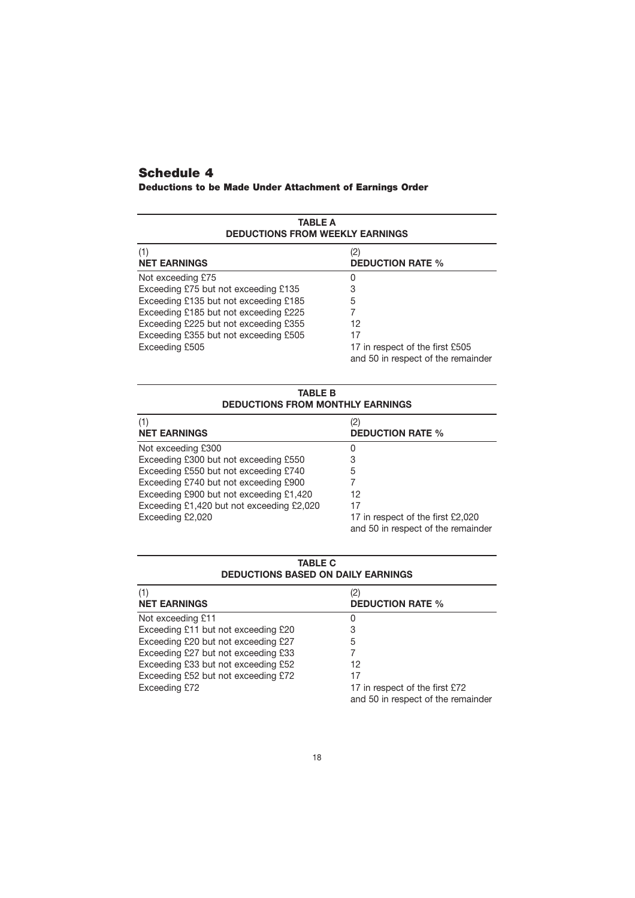# Schedule 4

### Deductions to be Made Under Attachment of Earnings Order

**TABLE A**
**DEDUCTIONS FROM WEEKLY EARNINGS**

| (1) **NET EARNINGS** | (2) **DEDUCTION RATE %** |
|---|---|
| Not exceeding £75 | 0 |
| Exceeding £75 but not exceeding £135 | 3 |
| Exceeding £135 but not exceeding £185 | 5 |
| Exceeding £185 but not exceeding £225 | 7 |
| Exceeding £225 but not exceeding £355 | 12 |
| Exceeding £355 but not exceeding £505 | 17 |
| Exceeding £505 | 17 in respect of the first £505 and 50 in respect of the remainder |

**TABLE B**
**DEDUCTIONS FROM MONTHLY EARNINGS**

| (1) **NET EARNINGS** | (2) **DEDUCTION RATE %** |
|---|---|
| Not exceeding £300 | 0 |
| Exceeding £300 but not exceeding £550 | 3 |
| Exceeding £550 but not exceeding £740 | 5 |
| Exceeding £740 but not exceeding £900 | 7 |
| Exceeding £900 but not exceeding £1,420 | 12 |
| Exceeding £1,420 but not exceeding £2,020 | 17 |
| Exceeding £2,020 | 17 in respect of the first £2,020 and 50 in respect of the remainder |

**TABLE C**
**DEDUCTIONS BASED ON DAILY EARNINGS**

| (1) **NET EARNINGS** | (2) **DEDUCTION RATE %** |
|---|---|
| Not exceeding £11 | 0 |
| Exceeding £11 but not exceeding £20 | 3 |
| Exceeding £20 but not exceeding £27 | 5 |
| Exceeding £27 but not exceeding £33 | 7 |
| Exceeding £33 but not exceeding £52 | 12 |
| Exceeding £52 but not exceeding £72 | 17 |
| Exceeding £72 | 17 in respect of the first £72 and 50 in respect of the remainder |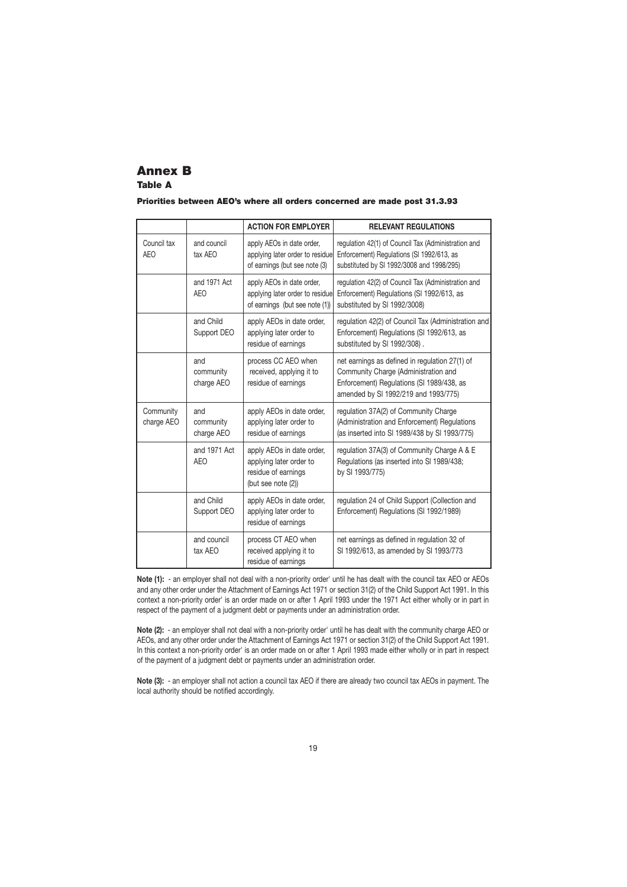# Annex B

## Table A

### Priorities between AEO's where all orders concerned are made post 31.3.93

| | | ACTION FOR EMPLOYER | RELEVANT REGULATIONS |
|---|---|---|---|
| Council tax AEO | and council tax AEO | apply AEOs in date order, applying later order to residue of earnings (but see note (3) | regulation 42(1) of Council Tax (Administration and Enforcement) Regulations (SI 1992/613, as substituted by SI 1992/3008 and 1998/295) |
| | and 1971 Act AEO | apply AEOs in date order, applying later order to residue of earnings (but see note (1)) | regulation 42(2) of Council Tax (Administration and Enforcement) Regulations (SI 1992/613, as substituted by SI 1992/3008) |
| | and Child Support DEO | apply AEOs in date order, applying later order to residue of earnings | regulation 42(2) of Council Tax (Administration and Enforcement) Regulations (SI 1992/613, as substituted by SI 1992/308) . |
| | and community charge AEO | process CC AEO when received, applying it to residue of earnings | net earnings as defined in regulation 27(1) of Community Charge (Administration and Enforcement) Regulations (SI 1989/438, as amended by SI 1992/219 and 1993/775) |
| Community charge AEO | and community charge AEO | apply AEOs in date order, applying later order to residue of earnings | regulation 37A(2) of Community Charge (Administration and Enforcement) Regulations (as inserted into SI 1989/438 by SI 1993/775) |
| | and 1971 Act AEO | apply AEOs in date order, applying later order to residue of earnings (but see note (2)) | regulation 37A(3) of Community Charge A & E Regulations (as inserted into SI 1989/438; by SI 1993/775) |
| | and Child Support DEO | apply AEOs in date order, applying later order to residue of earnings | regulation 24 of Child Support (Collection and Enforcement) Regulations (SI 1992/1989) |
| | and council tax AEO | process CT AEO when received applying it to residue of earnings | net earnings as defined in regulation 32 of SI 1992/613, as amended by SI 1993/773 |

**Note (1):** - an employer shall not deal with a non-priority order' until he has dealt with the council tax AEO or AEOs and any other order under the Attachment of Earnings Act 1971 or section 31(2) of the Child Support Act 1991. In this context a non-priority order' is an order made on or after 1 April 1993 under the 1971 Act either wholly or in part in respect of the payment of a judgment debt or payments under an administration order.

**Note (2):** - an employer shall not deal with a non-priority order' until he has dealt with the community charge AEO or AEOs, and any other order under the Attachment of Earnings Act 1971 or section 31(2) of the Child Support Act 1991. In this context a non-priority order' is an order made on or after 1 April 1993 made either wholly or in part in respect of the payment of a judgment debt or payments under an administration order.

**Note (3):** - an employer shall not action a council tax AEO if there are already two council tax AEOs in payment. The local authority should be notified accordingly.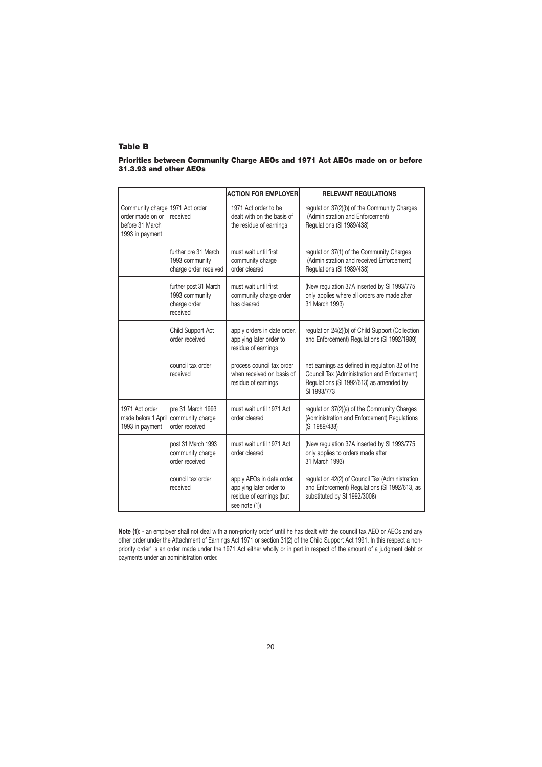### Table B

#### Priorities between Community Charge AEOs and 1971 Act AEOs made on or before 31.3.93 and other AEOs

| | | ACTION FOR EMPLOYER | RELEVANT REGULATIONS |
|---|---|---|---|
| Community charge order made on or before 31 March 1993 in payment | 1971 Act order received | 1971 Act order to be dealt with on the basis of the residue of earnings | regulation 37(2)(b) of the Community Charges (Administration and Enforcement) Regulations (SI 1989/438) |
| | further pre 31 March 1993 community charge order received | must wait until first community charge order cleared | regulation 37(1) of the Community Charges (Administration and received Enforcement) Regulations (SI 1989/438) |
| | further post 31 March 1993 community charge order received | must wait until first community charge order has cleared | (New regulation 37A inserted by SI 1993/775 only applies where all orders are made after 31 March 1993) |
| | Child Support Act order received | apply orders in date order, applying later order to residue of earnings | regulation 24(2)(b) of Child Support (Collection and Enforcement) Regulations (SI 1992/1989) |
| | council tax order received | process council tax order when received on basis of residue of earnings | net earnings as defined in regulation 32 of the Council Tax (Administration and Enforcement) Regulations (SI 1992/613) as amended by SI 1993/773 |
| 1971 Act order made before 1 April 1993 in payment | pre 31 March 1993 community charge order received | must wait until 1971 Act order cleared | regulation 37(2)(a) of the Community Charges (Administration and Enforcement) Regulations (SI 1989/438) |
| | post 31 March 1993 community charge order received | must wait until 1971 Act order cleared | (New regulation 37A inserted by SI 1993/775 only applies to orders made after 31 March 1993) |
| | council tax order received | apply AEOs in date order, applying later order to residue of earnings (but see note (1)) | regulation 42(2) of Council Tax (Administration and Enforcement) Regulations (SI 1992/613, as substituted by SI 1992/3008) |

**Note (1):** - an employer shall not deal with a non-priority order' until he has dealt with the council tax AEO or AEOs and any other order under the Attachment of Earnings Act 1971 or section 31(2) of the Child Support Act 1991. In this respect a non-priority order' is an order made under the 1971 Act either wholly or in part in respect of the amount of a judgment debt or payments under an administration order.